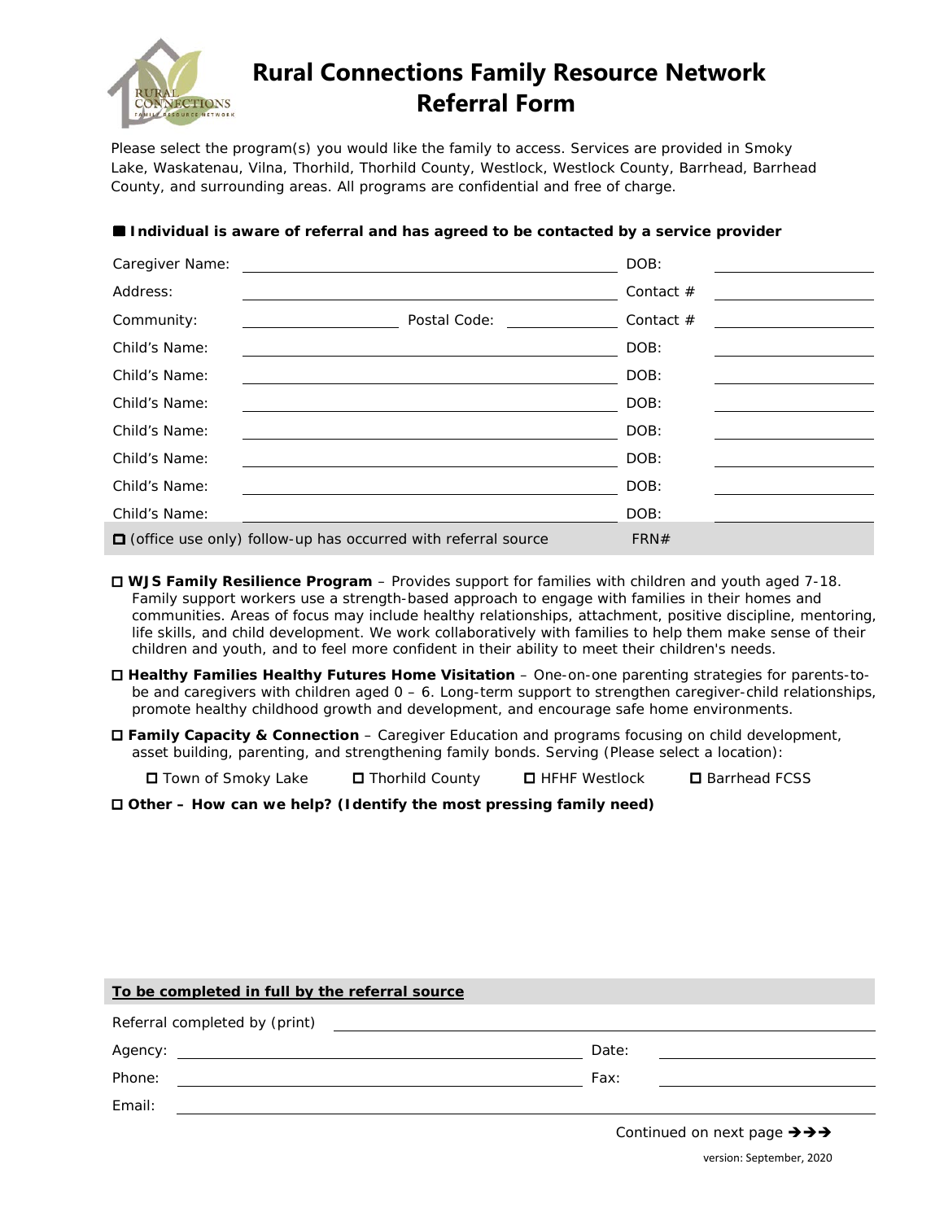# Rural Connections Family Resource Network Referral Form

Please select the program(s) you would like the family to access. Services are provided in Smoky Lake, Waskatenau, Vilna, Thorhild, Thorhild County, Westlock, Westlock County, Barrhead, Barrhead County, and surrounding areas. All programs are confidential and free of charge.

■ **Individual is aware of referral and has agreed to be contacted by a service provider**

| | | | |
|---|---|---|---|
| Caregiver Name: | | DOB: | |
| Address: | | Contact # | |
| Community: | Postal Code: | Contact # | |
| Child's Name: | | DOB: | |
| Child's Name: | | DOB: | |
| Child's Name: | | DOB: | |
| Child's Name: | | DOB: | |
| Child's Name: | | DOB: | |
| Child's Name: | | DOB: | |
| Child's Name: | | DOB: | |
| ☐ (office use only) follow-up has occurred with referral source | | FRN# | |

☐ **WJS Family Resilience Program** – Provides support for families with children and youth aged 7-18. Family support workers use a strength-based approach to engage with families in their homes and communities. Areas of focus may include healthy relationships, attachment, positive discipline, mentoring, life skills, and child development. We work collaboratively with families to help them make sense of their children and youth, and to feel more confident in their ability to meet their children's needs.

☐ **Healthy Families Healthy Futures Home Visitation** – One-on-one parenting strategies for parents-to-be and caregivers with children aged 0 – 6. Long-term support to strengthen caregiver-child relationships, promote healthy childhood growth and development, and encourage safe home environments.

☐ **Family Capacity & Connection** – Caregiver Education and programs focusing on child development, asset building, parenting, and strengthening family bonds. Serving (Please select a location):

☐ Town of Smoky Lake ☐ Thorhild County ☐ HFHF Westlock ☐ Barrhead FCSS

☐ **Other – How can we help? (Identify the most pressing family need)**

**<u>To be completed in full by the referral source</u>**

| | | | |
|---|---|---|---|
| Referral completed by (print) | | | |
| Agency: | | Date: | |
| Phone: | | Fax: | |
| Email: | | | |

Continued on next page →→→

version: September, 2020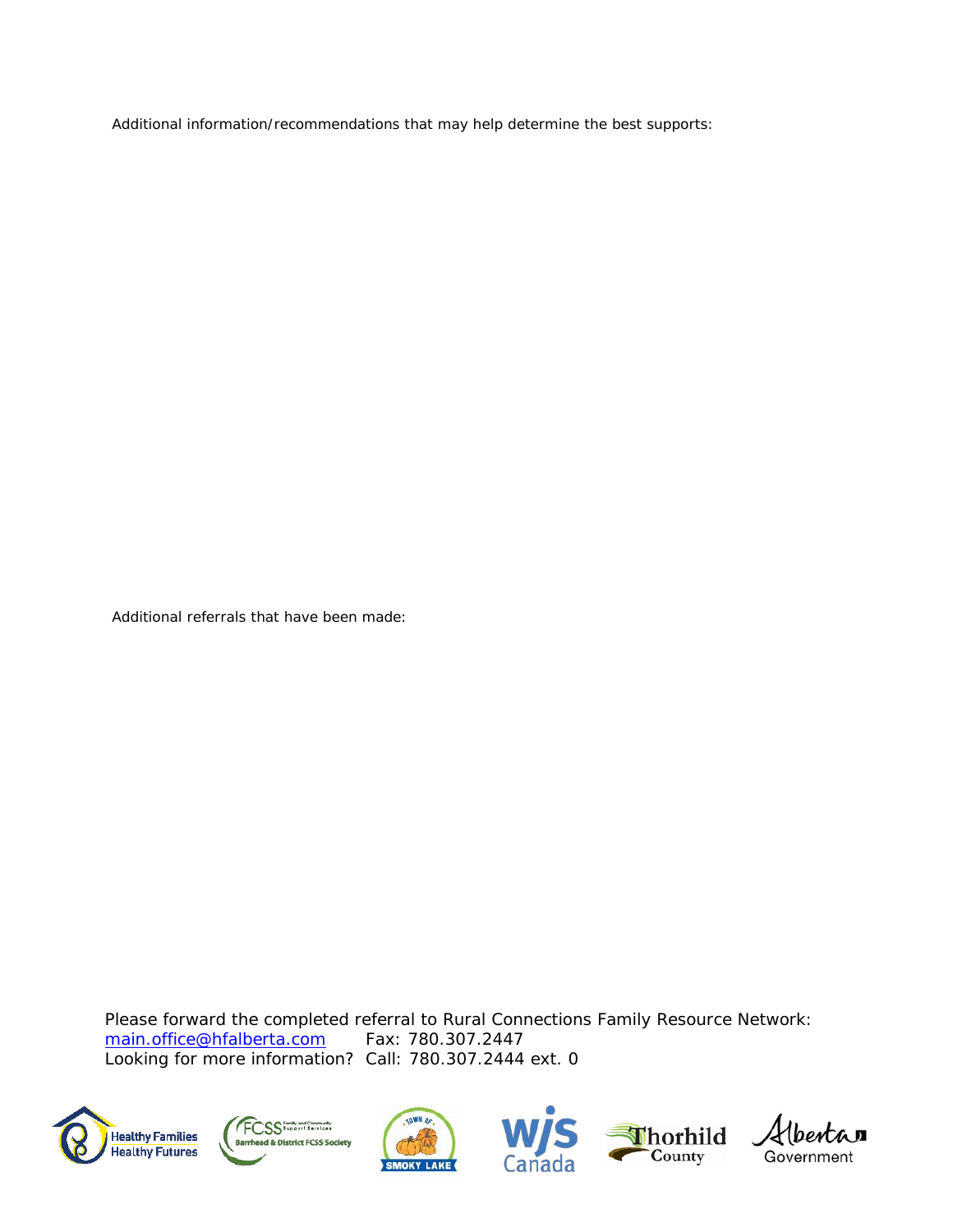Additional information/recommendations that may help determine the best supports:

Additional referrals that have been made:

Please forward the completed referral to Rural Connections Family Resource Network:
[main.office@hfalberta.com](mailto:main.office@hfalberta.com) Fax: 780.307.2447
Looking for more information? Call: 780.307.2444 ext. 0